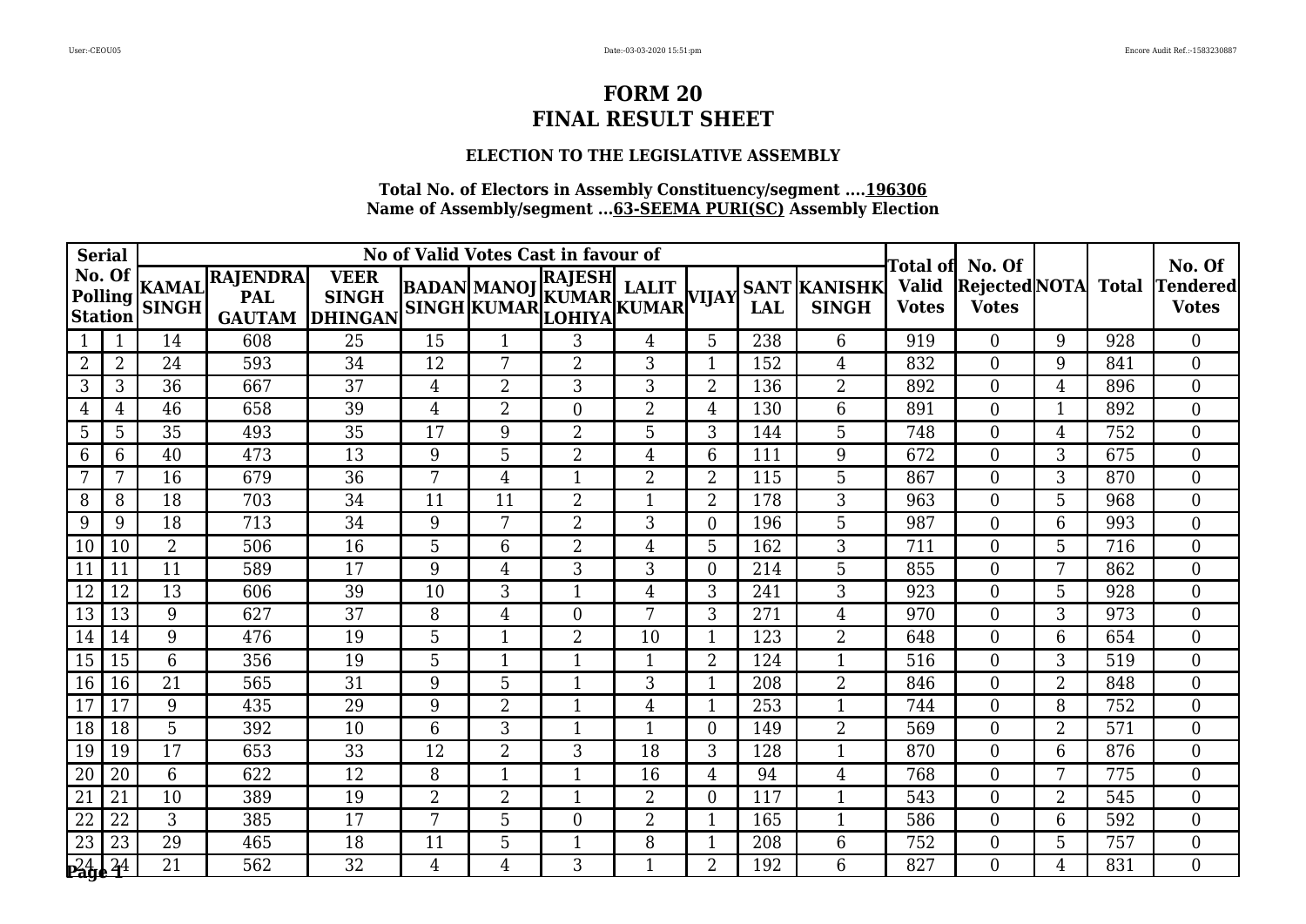# FORM 20
# FINAL RESULT SHEET

### ELECTION TO THE LEGISLATIVE ASSEMBLY

**Total No. of Electors in Assembly Constituency/segment ....196306**
**Name of Assembly/segment ...63-SEEMA PURI(SC) Assembly Election**

| Serial No. Of Polling Station | | No of Valid Votes Cast in favour of | | | | | | | | | | Total of Valid Votes | No. Of Rejected Votes | NOTA | Total | No. Of Tendered Votes |
|---|---|---|---|---|---|---|---|---|---|---|---|---|---|---|---|---|
| | | KAMAL SINGH | RAJENDRA PAL GAUTAM | VEER SINGH DHINGAN | BADAN SINGH | MANOJ KUMAR | RAJESH KUMAR LOHIYA | LALIT KUMAR | VIJAY | SANT LAL | KANISHK SINGH | | | | | |
| 1 | 1 | 14 | 608 | 25 | 15 | 1 | 3 | 4 | 5 | 238 | 6 | 919 | 0 | 9 | 928 | 0 |
| 2 | 2 | 24 | 593 | 34 | 12 | 7 | 2 | 3 | 1 | 152 | 4 | 832 | 0 | 9 | 841 | 0 |
| 3 | 3 | 36 | 667 | 37 | 4 | 2 | 3 | 3 | 2 | 136 | 2 | 892 | 0 | 4 | 896 | 0 |
| 4 | 4 | 46 | 658 | 39 | 4 | 2 | 0 | 2 | 4 | 130 | 6 | 891 | 0 | 1 | 892 | 0 |
| 5 | 5 | 35 | 493 | 35 | 17 | 9 | 2 | 5 | 3 | 144 | 5 | 748 | 0 | 4 | 752 | 0 |
| 6 | 6 | 40 | 473 | 13 | 9 | 5 | 2 | 4 | 6 | 111 | 9 | 672 | 0 | 3 | 675 | 0 |
| 7 | 7 | 16 | 679 | 36 | 7 | 4 | 1 | 2 | 2 | 115 | 5 | 867 | 0 | 3 | 870 | 0 |
| 8 | 8 | 18 | 703 | 34 | 11 | 11 | 2 | 1 | 2 | 178 | 3 | 963 | 0 | 5 | 968 | 0 |
| 9 | 9 | 18 | 713 | 34 | 9 | 7 | 2 | 3 | 0 | 196 | 5 | 987 | 0 | 6 | 993 | 0 |
| 10 | 10 | 2 | 506 | 16 | 5 | 6 | 2 | 4 | 5 | 162 | 3 | 711 | 0 | 5 | 716 | 0 |
| 11 | 11 | 11 | 589 | 17 | 9 | 4 | 3 | 3 | 0 | 214 | 5 | 855 | 0 | 7 | 862 | 0 |
| 12 | 12 | 13 | 606 | 39 | 10 | 3 | 1 | 4 | 3 | 241 | 3 | 923 | 0 | 5 | 928 | 0 |
| 13 | 13 | 9 | 627 | 37 | 8 | 4 | 0 | 7 | 3 | 271 | 4 | 970 | 0 | 3 | 973 | 0 |
| 14 | 14 | 9 | 476 | 19 | 5 | 1 | 2 | 10 | 1 | 123 | 2 | 648 | 0 | 6 | 654 | 0 |
| 15 | 15 | 6 | 356 | 19 | 5 | 1 | 1 | 1 | 2 | 124 | 1 | 516 | 0 | 3 | 519 | 0 |
| 16 | 16 | 21 | 565 | 31 | 9 | 5 | 1 | 3 | 1 | 208 | 2 | 846 | 0 | 2 | 848 | 0 |
| 17 | 17 | 9 | 435 | 29 | 9 | 2 | 1 | 4 | 1 | 253 | 1 | 744 | 0 | 8 | 752 | 0 |
| 18 | 18 | 5 | 392 | 10 | 6 | 3 | 1 | 1 | 0 | 149 | 2 | 569 | 0 | 2 | 571 | 0 |
| 19 | 19 | 17 | 653 | 33 | 12 | 2 | 3 | 18 | 3 | 128 | 1 | 870 | 0 | 6 | 876 | 0 |
| 20 | 20 | 6 | 622 | 12 | 8 | 1 | 1 | 16 | 4 | 94 | 4 | 768 | 0 | 7 | 775 | 0 |
| 21 | 21 | 10 | 389 | 19 | 2 | 2 | 1 | 2 | 0 | 117 | 1 | 543 | 0 | 2 | 545 | 0 |
| 22 | 22 | 3 | 385 | 17 | 7 | 5 | 0 | 2 | 1 | 165 | 1 | 586 | 0 | 6 | 592 | 0 |
| 23 | 23 | 29 | 465 | 18 | 11 | 5 | 1 | 8 | 1 | 208 | 6 | 752 | 0 | 5 | 757 | 0 |
| 24 | 24 | 21 | 562 | 32 | 4 | 4 | 3 | 1 | 2 | 192 | 6 | 827 | 0 | 4 | 831 | 0 |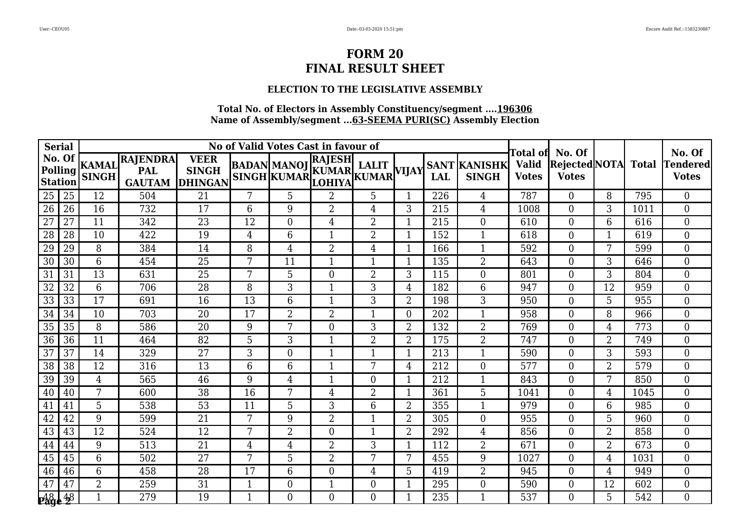# FORM 20
# FINAL RESULT SHEET

### ELECTION TO THE LEGISLATIVE ASSEMBLY

**Total No. of Electors in Assembly Constituency/segment ....196306**
**Name of Assembly/segment ...63-SEEMA PURI(SC) Assembly Election**

| Serial No. Of Polling Station | | No of Valid Votes Cast in favour of | | | | | | | | | | Total of Valid Votes | No. Of Rejected Votes | NOTA | Total | No. Of Tendered Votes |
|---|---|---|---|---|---|---|---|---|---|---|---|---|---|---|---|---|
| | | KAMAL SINGH | RAJENDRA PAL GAUTAM | VEER SINGH DHINGAN | BADAN SINGH | MANOJ KUMAR | RAJESH KUMAR LOHIYA | LALIT KUMAR | VIJAY | SANT LAL | KANISHK SINGH | | | | | |
| 25 | 25 | 12 | 504 | 21 | 7 | 5 | 2 | 5 | 1 | 226 | 4 | 787 | 0 | 8 | 795 | 0 |
| 26 | 26 | 16 | 732 | 17 | 6 | 9 | 2 | 4 | 3 | 215 | 4 | 1008 | 0 | 3 | 1011 | 0 |
| 27 | 27 | 11 | 342 | 23 | 12 | 0 | 4 | 2 | 1 | 215 | 0 | 610 | 0 | 6 | 616 | 0 |
| 28 | 28 | 10 | 422 | 19 | 4 | 6 | 1 | 2 | 1 | 152 | 1 | 618 | 0 | 1 | 619 | 0 |
| 29 | 29 | 8 | 384 | 14 | 8 | 4 | 2 | 4 | 1 | 166 | 1 | 592 | 0 | 7 | 599 | 0 |
| 30 | 30 | 6 | 454 | 25 | 7 | 11 | 1 | 1 | 1 | 135 | 2 | 643 | 0 | 3 | 646 | 0 |
| 31 | 31 | 13 | 631 | 25 | 7 | 5 | 0 | 2 | 3 | 115 | 0 | 801 | 0 | 3 | 804 | 0 |
| 32 | 32 | 6 | 706 | 28 | 8 | 3 | 1 | 3 | 4 | 182 | 6 | 947 | 0 | 12 | 959 | 0 |
| 33 | 33 | 17 | 691 | 16 | 13 | 6 | 1 | 3 | 2 | 198 | 3 | 950 | 0 | 5 | 955 | 0 |
| 34 | 34 | 10 | 703 | 20 | 17 | 2 | 2 | 1 | 0 | 202 | 1 | 958 | 0 | 8 | 966 | 0 |
| 35 | 35 | 8 | 586 | 20 | 9 | 7 | 0 | 3 | 2 | 132 | 2 | 769 | 0 | 4 | 773 | 0 |
| 36 | 36 | 11 | 464 | 82 | 5 | 3 | 1 | 2 | 2 | 175 | 2 | 747 | 0 | 2 | 749 | 0 |
| 37 | 37 | 14 | 329 | 27 | 3 | 0 | 1 | 1 | 1 | 213 | 1 | 590 | 0 | 3 | 593 | 0 |
| 38 | 38 | 12 | 316 | 13 | 6 | 6 | 1 | 7 | 4 | 212 | 0 | 577 | 0 | 2 | 579 | 0 |
| 39 | 39 | 4 | 565 | 46 | 9 | 4 | 1 | 0 | 1 | 212 | 1 | 843 | 0 | 7 | 850 | 0 |
| 40 | 40 | 7 | 600 | 38 | 16 | 7 | 4 | 2 | 1 | 361 | 5 | 1041 | 0 | 4 | 1045 | 0 |
| 41 | 41 | 5 | 538 | 53 | 11 | 5 | 3 | 6 | 2 | 355 | 1 | 979 | 0 | 6 | 985 | 0 |
| 42 | 42 | 9 | 599 | 21 | 7 | 9 | 2 | 1 | 2 | 305 | 0 | 955 | 0 | 5 | 960 | 0 |
| 43 | 43 | 12 | 524 | 12 | 7 | 2 | 0 | 1 | 2 | 292 | 4 | 856 | 0 | 2 | 858 | 0 |
| 44 | 44 | 9 | 513 | 21 | 4 | 4 | 2 | 3 | 1 | 112 | 2 | 671 | 0 | 2 | 673 | 0 |
| 45 | 45 | 6 | 502 | 27 | 7 | 5 | 2 | 7 | 7 | 455 | 9 | 1027 | 0 | 4 | 1031 | 0 |
| 46 | 46 | 6 | 458 | 28 | 17 | 6 | 0 | 4 | 5 | 419 | 2 | 945 | 0 | 4 | 949 | 0 |
| 47 | 47 | 2 | 259 | 31 | 1 | 0 | 1 | 0 | 1 | 295 | 0 | 590 | 0 | 12 | 602 | 0 |
| 48 | 48 | 1 | 279 | 19 | 1 | 0 | 0 | 0 | 1 | 235 | 1 | 537 | 0 | 5 | 542 | 0 |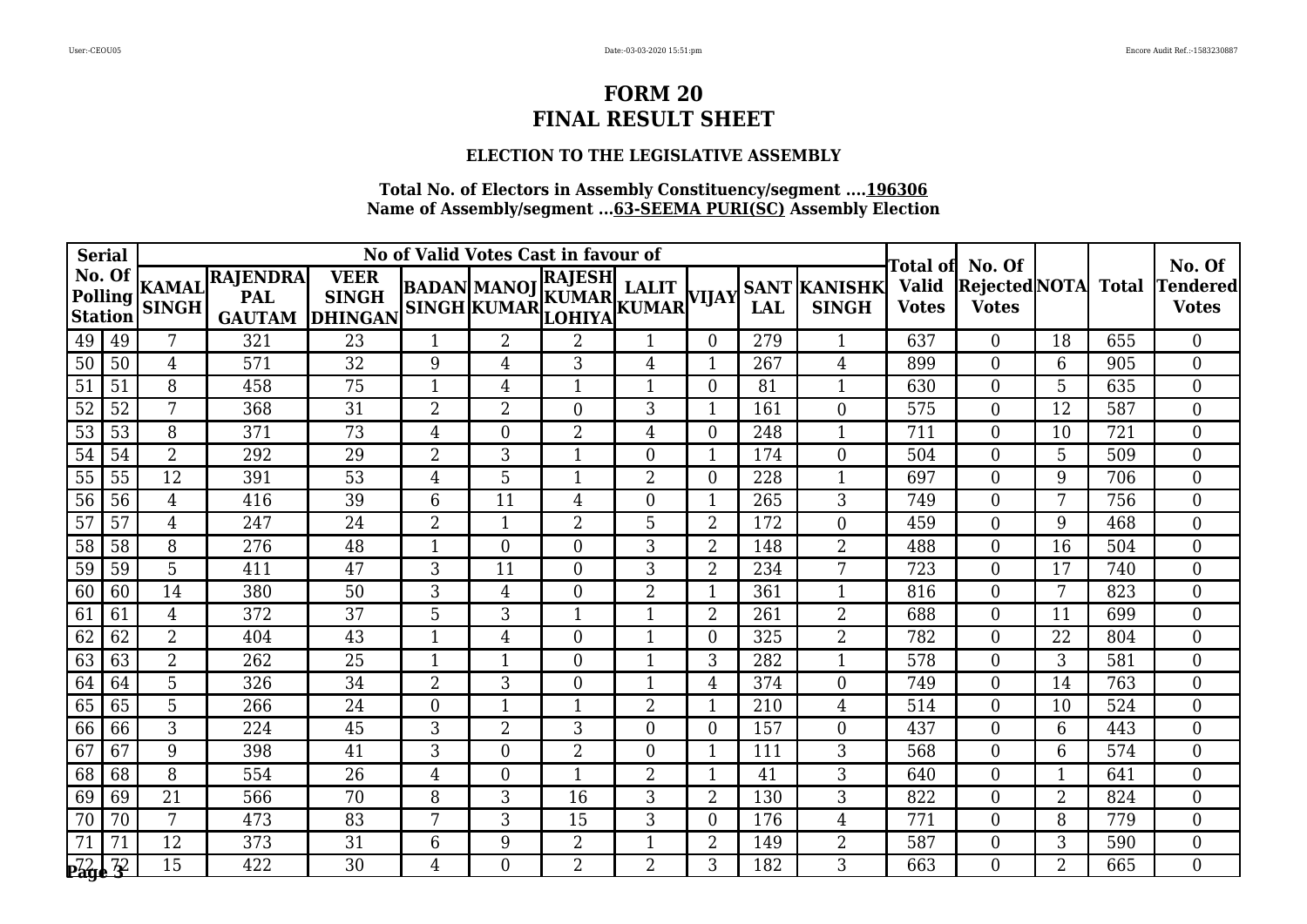# FORM 20
# FINAL RESULT SHEET

### ELECTION TO THE LEGISLATIVE ASSEMBLY

**Total No. of Electors in Assembly Constituency/segment ....196306**
**Name of Assembly/segment ...63-SEEMA PURI(SC) Assembly Election**

| Serial No. Of Polling Station | | No of Valid Votes Cast in favour of | | | | | | | | | | Total of Valid Votes | No. Of Rejected Votes | NOTA | Total | No. Of Tendered Votes |
|---|---|---|---|---|---|---|---|---|---|---|---|---|---|---|---|---|
| | | KAMAL SINGH | RAJENDRA PAL GAUTAM | VEER SINGH DHINGAN | BADAN SINGH | MANOJ KUMAR | RAJESH KUMAR LOHIYA | LALIT KUMAR | VIJAY | SANT LAL | KANISHK SINGH | | | | | |
| 49 | 49 | 7 | 321 | 23 | 1 | 2 | 2 | 1 | 0 | 279 | 1 | 637 | 0 | 18 | 655 | 0 |
| 50 | 50 | 4 | 571 | 32 | 9 | 4 | 3 | 4 | 1 | 267 | 4 | 899 | 0 | 6 | 905 | 0 |
| 51 | 51 | 8 | 458 | 75 | 1 | 4 | 1 | 1 | 0 | 81 | 1 | 630 | 0 | 5 | 635 | 0 |
| 52 | 52 | 7 | 368 | 31 | 2 | 2 | 0 | 3 | 1 | 161 | 0 | 575 | 0 | 12 | 587 | 0 |
| 53 | 53 | 8 | 371 | 73 | 4 | 0 | 2 | 4 | 0 | 248 | 1 | 711 | 0 | 10 | 721 | 0 |
| 54 | 54 | 2 | 292 | 29 | 2 | 3 | 1 | 0 | 1 | 174 | 0 | 504 | 0 | 5 | 509 | 0 |
| 55 | 55 | 12 | 391 | 53 | 4 | 5 | 1 | 2 | 0 | 228 | 1 | 697 | 0 | 9 | 706 | 0 |
| 56 | 56 | 4 | 416 | 39 | 6 | 11 | 4 | 0 | 1 | 265 | 3 | 749 | 0 | 7 | 756 | 0 |
| 57 | 57 | 4 | 247 | 24 | 2 | 1 | 2 | 5 | 2 | 172 | 0 | 459 | 0 | 9 | 468 | 0 |
| 58 | 58 | 8 | 276 | 48 | 1 | 0 | 0 | 3 | 2 | 148 | 2 | 488 | 0 | 16 | 504 | 0 |
| 59 | 59 | 5 | 411 | 47 | 3 | 11 | 0 | 3 | 2 | 234 | 7 | 723 | 0 | 17 | 740 | 0 |
| 60 | 60 | 14 | 380 | 50 | 3 | 4 | 0 | 2 | 1 | 361 | 1 | 816 | 0 | 7 | 823 | 0 |
| 61 | 61 | 4 | 372 | 37 | 5 | 3 | 1 | 1 | 2 | 261 | 2 | 688 | 0 | 11 | 699 | 0 |
| 62 | 62 | 2 | 404 | 43 | 1 | 4 | 0 | 1 | 0 | 325 | 2 | 782 | 0 | 22 | 804 | 0 |
| 63 | 63 | 2 | 262 | 25 | 1 | 1 | 0 | 1 | 3 | 282 | 1 | 578 | 0 | 3 | 581 | 0 |
| 64 | 64 | 5 | 326 | 34 | 2 | 3 | 0 | 1 | 4 | 374 | 0 | 749 | 0 | 14 | 763 | 0 |
| 65 | 65 | 5 | 266 | 24 | 0 | 1 | 1 | 2 | 1 | 210 | 4 | 514 | 0 | 10 | 524 | 0 |
| 66 | 66 | 3 | 224 | 45 | 3 | 2 | 3 | 0 | 0 | 157 | 0 | 437 | 0 | 6 | 443 | 0 |
| 67 | 67 | 9 | 398 | 41 | 3 | 0 | 2 | 0 | 1 | 111 | 3 | 568 | 0 | 6 | 574 | 0 |
| 68 | 68 | 8 | 554 | 26 | 4 | 0 | 1 | 2 | 1 | 41 | 3 | 640 | 0 | 1 | 641 | 0 |
| 69 | 69 | 21 | 566 | 70 | 8 | 3 | 16 | 3 | 2 | 130 | 3 | 822 | 0 | 2 | 824 | 0 |
| 70 | 70 | 7 | 473 | 83 | 7 | 3 | 15 | 3 | 0 | 176 | 4 | 771 | 0 | 8 | 779 | 0 |
| 71 | 71 | 12 | 373 | 31 | 6 | 9 | 2 | 1 | 2 | 149 | 2 | 587 | 0 | 3 | 590 | 0 |
| 72 | 72 | 15 | 422 | 30 | 4 | 0 | 2 | 2 | 3 | 182 | 3 | 663 | 0 | 2 | 665 | 0 |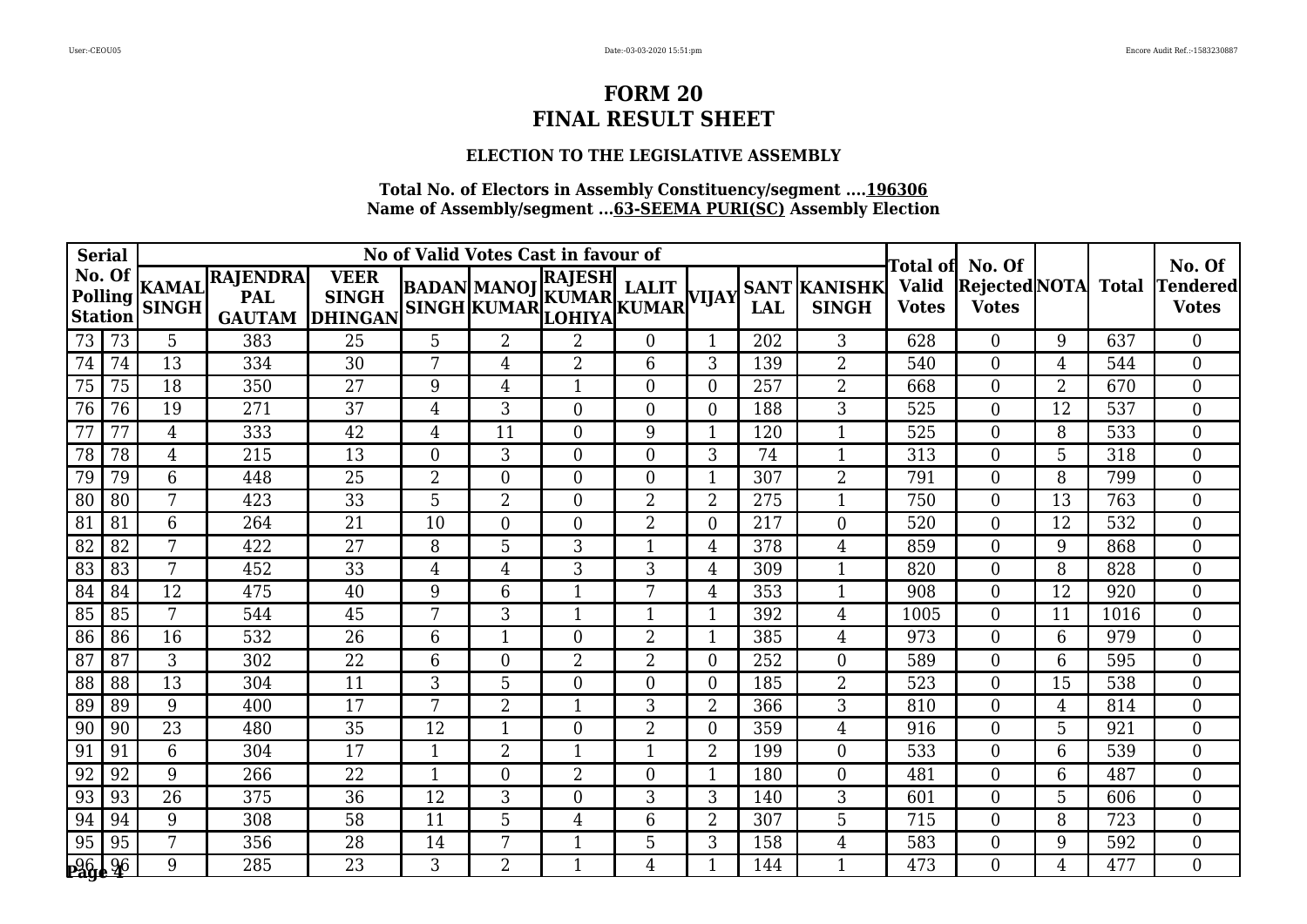# FORM 20
# FINAL RESULT SHEET

### ELECTION TO THE LEGISLATIVE ASSEMBLY

**Total No. of Electors in Assembly Constituency/segment ....196306**
**Name of Assembly/segment ...63-SEEMA PURI(SC) Assembly Election**

| Serial No. Of Polling Station | | No of Valid Votes Cast in favour of | | | | | | | | | | Total of Valid Votes | No. Of Rejected Votes | NOTA | Total | No. Of Tendered Votes |
|---|---|---|---|---|---|---|---|---|---|---|---|---|---|---|---|---|
| | | KAMAL SINGH | RAJENDRA PAL GAUTAM | VEER SINGH DHINGAN | BADAN SINGH | MANOJ KUMAR | RAJESH KUMAR LOHIYA | LALIT KUMAR | VIJAY | SANT LAL | KANISHK SINGH | | | | | |
| 73 | 73 | 5 | 383 | 25 | 5 | 2 | 2 | 0 | 1 | 202 | 3 | 628 | 0 | 9 | 637 | 0 |
| 74 | 74 | 13 | 334 | 30 | 7 | 4 | 2 | 6 | 3 | 139 | 2 | 540 | 0 | 4 | 544 | 0 |
| 75 | 75 | 18 | 350 | 27 | 9 | 4 | 1 | 0 | 0 | 257 | 2 | 668 | 0 | 2 | 670 | 0 |
| 76 | 76 | 19 | 271 | 37 | 4 | 3 | 0 | 0 | 0 | 188 | 3 | 525 | 0 | 12 | 537 | 0 |
| 77 | 77 | 4 | 333 | 42 | 4 | 11 | 0 | 9 | 1 | 120 | 1 | 525 | 0 | 8 | 533 | 0 |
| 78 | 78 | 4 | 215 | 13 | 0 | 3 | 0 | 0 | 3 | 74 | 1 | 313 | 0 | 5 | 318 | 0 |
| 79 | 79 | 6 | 448 | 25 | 2 | 0 | 0 | 0 | 1 | 307 | 2 | 791 | 0 | 8 | 799 | 0 |
| 80 | 80 | 7 | 423 | 33 | 5 | 2 | 0 | 2 | 2 | 275 | 1 | 750 | 0 | 13 | 763 | 0 |
| 81 | 81 | 6 | 264 | 21 | 10 | 0 | 0 | 2 | 0 | 217 | 0 | 520 | 0 | 12 | 532 | 0 |
| 82 | 82 | 7 | 422 | 27 | 8 | 5 | 3 | 1 | 4 | 378 | 4 | 859 | 0 | 9 | 868 | 0 |
| 83 | 83 | 7 | 452 | 33 | 4 | 4 | 3 | 3 | 4 | 309 | 1 | 820 | 0 | 8 | 828 | 0 |
| 84 | 84 | 12 | 475 | 40 | 9 | 6 | 1 | 7 | 4 | 353 | 1 | 908 | 0 | 12 | 920 | 0 |
| 85 | 85 | 7 | 544 | 45 | 7 | 3 | 1 | 1 | 1 | 392 | 4 | 1005 | 0 | 11 | 1016 | 0 |
| 86 | 86 | 16 | 532 | 26 | 6 | 1 | 0 | 2 | 1 | 385 | 4 | 973 | 0 | 6 | 979 | 0 |
| 87 | 87 | 3 | 302 | 22 | 6 | 0 | 2 | 2 | 0 | 252 | 0 | 589 | 0 | 6 | 595 | 0 |
| 88 | 88 | 13 | 304 | 11 | 3 | 5 | 0 | 0 | 0 | 185 | 2 | 523 | 0 | 15 | 538 | 0 |
| 89 | 89 | 9 | 400 | 17 | 7 | 2 | 1 | 3 | 2 | 366 | 3 | 810 | 0 | 4 | 814 | 0 |
| 90 | 90 | 23 | 480 | 35 | 12 | 1 | 0 | 2 | 0 | 359 | 4 | 916 | 0 | 5 | 921 | 0 |
| 91 | 91 | 6 | 304 | 17 | 1 | 2 | 1 | 1 | 2 | 199 | 0 | 533 | 0 | 6 | 539 | 0 |
| 92 | 92 | 9 | 266 | 22 | 1 | 0 | 2 | 0 | 1 | 180 | 0 | 481 | 0 | 6 | 487 | 0 |
| 93 | 93 | 26 | 375 | 36 | 12 | 3 | 0 | 3 | 3 | 140 | 3 | 601 | 0 | 5 | 606 | 0 |
| 94 | 94 | 9 | 308 | 58 | 11 | 5 | 4 | 6 | 2 | 307 | 5 | 715 | 0 | 8 | 723 | 0 |
| 95 | 95 | 7 | 356 | 28 | 14 | 7 | 1 | 5 | 3 | 158 | 4 | 583 | 0 | 9 | 592 | 0 |
| 96 | 96 | 9 | 285 | 23 | 3 | 2 | 1 | 4 | 1 | 144 | 1 | 473 | 0 | 4 | 477 | 0 |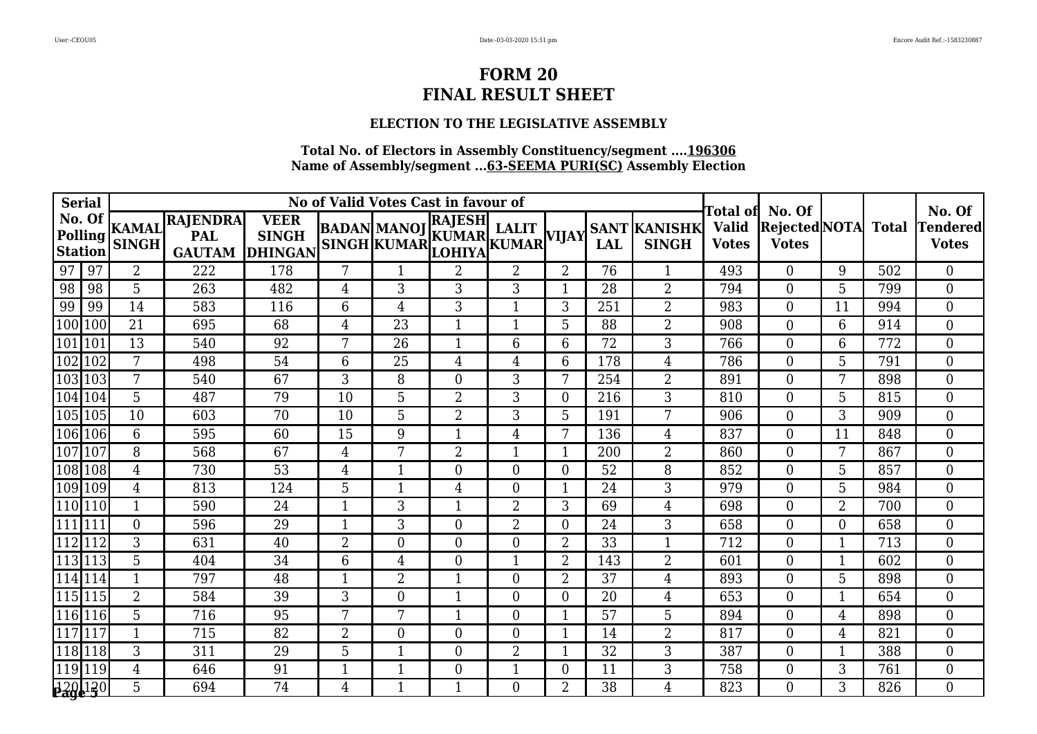# FORM 20
# FINAL RESULT SHEET

### ELECTION TO THE LEGISLATIVE ASSEMBLY

**Total No. of Electors in Assembly Constituency/segment ....196306**
**Name of Assembly/segment ...63-SEEMA PURI(SC) Assembly Election**

| Serial No. Of Polling Station | | No of Valid Votes Cast in favour of | | | | | | | | | | Total of Valid Votes | No. Of Rejected Votes | NOTA | Total | No. Of Tendered Votes |
|---|---|---|---|---|---|---|---|---|---|---|---|---|---|---|---|---|
| | | KAMAL SINGH | RAJENDRA PAL GAUTAM | VEER SINGH DHINGAN | BADAN SINGH | MANOJ KUMAR | RAJESH KUMAR LOHIYA | LALIT KUMAR | VIJAY | SANT LAL | KANISHK SINGH | | | | | |
| 97 | 97 | 2 | 222 | 178 | 7 | 1 | 2 | 2 | 2 | 76 | 1 | 493 | 0 | 9 | 502 | 0 |
| 98 | 98 | 5 | 263 | 482 | 4 | 3 | 3 | 3 | 1 | 28 | 2 | 794 | 0 | 5 | 799 | 0 |
| 99 | 99 | 14 | 583 | 116 | 6 | 4 | 3 | 1 | 3 | 251 | 2 | 983 | 0 | 11 | 994 | 0 |
| 100 | 100 | 21 | 695 | 68 | 4 | 23 | 1 | 1 | 5 | 88 | 2 | 908 | 0 | 6 | 914 | 0 |
| 101 | 101 | 13 | 540 | 92 | 7 | 26 | 1 | 6 | 6 | 72 | 3 | 766 | 0 | 6 | 772 | 0 |
| 102 | 102 | 7 | 498 | 54 | 6 | 25 | 4 | 4 | 6 | 178 | 4 | 786 | 0 | 5 | 791 | 0 |
| 103 | 103 | 7 | 540 | 67 | 3 | 8 | 0 | 3 | 7 | 254 | 2 | 891 | 0 | 7 | 898 | 0 |
| 104 | 104 | 5 | 487 | 79 | 10 | 5 | 2 | 3 | 0 | 216 | 3 | 810 | 0 | 5 | 815 | 0 |
| 105 | 105 | 10 | 603 | 70 | 10 | 5 | 2 | 3 | 5 | 191 | 7 | 906 | 0 | 3 | 909 | 0 |
| 106 | 106 | 6 | 595 | 60 | 15 | 9 | 1 | 4 | 7 | 136 | 4 | 837 | 0 | 11 | 848 | 0 |
| 107 | 107 | 8 | 568 | 67 | 4 | 7 | 2 | 1 | 1 | 200 | 2 | 860 | 0 | 7 | 867 | 0 |
| 108 | 108 | 4 | 730 | 53 | 4 | 1 | 0 | 0 | 0 | 52 | 8 | 852 | 0 | 5 | 857 | 0 |
| 109 | 109 | 4 | 813 | 124 | 5 | 1 | 4 | 0 | 1 | 24 | 3 | 979 | 0 | 5 | 984 | 0 |
| 110 | 110 | 1 | 590 | 24 | 1 | 3 | 1 | 2 | 3 | 69 | 4 | 698 | 0 | 2 | 700 | 0 |
| 111 | 111 | 0 | 596 | 29 | 1 | 3 | 0 | 2 | 0 | 24 | 3 | 658 | 0 | 0 | 658 | 0 |
| 112 | 112 | 3 | 631 | 40 | 2 | 0 | 0 | 0 | 2 | 33 | 1 | 712 | 0 | 1 | 713 | 0 |
| 113 | 113 | 5 | 404 | 34 | 6 | 4 | 0 | 1 | 2 | 143 | 2 | 601 | 0 | 1 | 602 | 0 |
| 114 | 114 | 1 | 797 | 48 | 1 | 2 | 1 | 0 | 2 | 37 | 4 | 893 | 0 | 5 | 898 | 0 |
| 115 | 115 | 2 | 584 | 39 | 3 | 0 | 1 | 0 | 0 | 20 | 4 | 653 | 0 | 1 | 654 | 0 |
| 116 | 116 | 5 | 716 | 95 | 7 | 7 | 1 | 0 | 1 | 57 | 5 | 894 | 0 | 4 | 898 | 0 |
| 117 | 117 | 1 | 715 | 82 | 2 | 0 | 0 | 0 | 1 | 14 | 2 | 817 | 0 | 4 | 821 | 0 |
| 118 | 118 | 3 | 311 | 29 | 5 | 1 | 0 | 2 | 1 | 32 | 3 | 387 | 0 | 1 | 388 | 0 |
| 119 | 119 | 4 | 646 | 91 | 1 | 1 | 0 | 1 | 0 | 11 | 3 | 758 | 0 | 3 | 761 | 0 |
| 120 | 120 | 5 | 694 | 74 | 4 | 1 | 1 | 0 | 2 | 38 | 4 | 823 | 0 | 3 | 826 | 0 |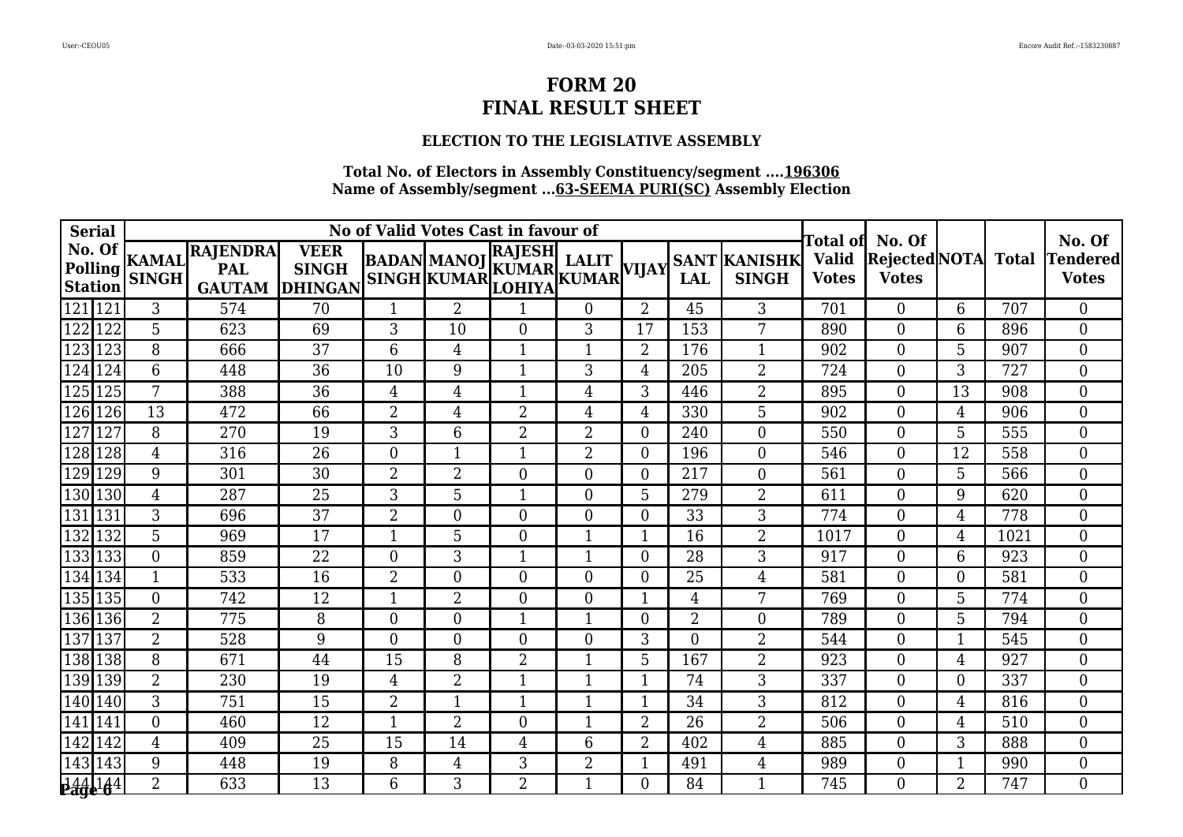# FORM 20
# FINAL RESULT SHEET

### ELECTION TO THE LEGISLATIVE ASSEMBLY

**Total No. of Electors in Assembly Constituency/segment ....196306**
**Name of Assembly/segment ...63-SEEMA PURI(SC) Assembly Election**

| Serial No. Of Polling Station | | No of Valid Votes Cast in favour of | | | | | | | | | | Total of Valid Votes | No. Of Rejected Votes | NOTA | Total | No. Of Tendered Votes |
|---|---|---|---|---|---|---|---|---|---|---|---|---|---|---|---|---|
| | | KAMAL SINGH | RAJENDRA PAL GAUTAM | VEER SINGH DHINGAN | BADAN SINGH | MANOJ KUMAR | RAJESH KUMAR LOHIYA | LALIT KUMAR | VIJAY | SANT LAL | KANISHK SINGH | | | | | |
| 121 | 121 | 3 | 574 | 70 | 1 | 2 | 1 | 0 | 2 | 45 | 3 | 701 | 0 | 6 | 707 | 0 |
| 122 | 122 | 5 | 623 | 69 | 3 | 10 | 0 | 3 | 17 | 153 | 7 | 890 | 0 | 6 | 896 | 0 |
| 123 | 123 | 8 | 666 | 37 | 6 | 4 | 1 | 1 | 2 | 176 | 1 | 902 | 0 | 5 | 907 | 0 |
| 124 | 124 | 6 | 448 | 36 | 10 | 9 | 1 | 3 | 4 | 205 | 2 | 724 | 0 | 3 | 727 | 0 |
| 125 | 125 | 7 | 388 | 36 | 4 | 4 | 1 | 4 | 3 | 446 | 2 | 895 | 0 | 13 | 908 | 0 |
| 126 | 126 | 13 | 472 | 66 | 2 | 4 | 2 | 4 | 4 | 330 | 5 | 902 | 0 | 4 | 906 | 0 |
| 127 | 127 | 8 | 270 | 19 | 3 | 6 | 2 | 2 | 0 | 240 | 0 | 550 | 0 | 5 | 555 | 0 |
| 128 | 128 | 4 | 316 | 26 | 0 | 1 | 1 | 2 | 0 | 196 | 0 | 546 | 0 | 12 | 558 | 0 |
| 129 | 129 | 9 | 301 | 30 | 2 | 2 | 0 | 0 | 0 | 217 | 0 | 561 | 0 | 5 | 566 | 0 |
| 130 | 130 | 4 | 287 | 25 | 3 | 5 | 1 | 0 | 5 | 279 | 2 | 611 | 0 | 9 | 620 | 0 |
| 131 | 131 | 3 | 696 | 37 | 2 | 0 | 0 | 0 | 0 | 33 | 3 | 774 | 0 | 4 | 778 | 0 |
| 132 | 132 | 5 | 969 | 17 | 1 | 5 | 0 | 1 | 1 | 16 | 2 | 1017 | 0 | 4 | 1021 | 0 |
| 133 | 133 | 0 | 859 | 22 | 0 | 3 | 1 | 1 | 0 | 28 | 3 | 917 | 0 | 6 | 923 | 0 |
| 134 | 134 | 1 | 533 | 16 | 2 | 0 | 0 | 0 | 0 | 25 | 4 | 581 | 0 | 0 | 581 | 0 |
| 135 | 135 | 0 | 742 | 12 | 1 | 2 | 0 | 0 | 1 | 4 | 7 | 769 | 0 | 5 | 774 | 0 |
| 136 | 136 | 2 | 775 | 8 | 0 | 0 | 1 | 1 | 0 | 2 | 0 | 789 | 0 | 5 | 794 | 0 |
| 137 | 137 | 2 | 528 | 9 | 0 | 0 | 0 | 0 | 3 | 0 | 2 | 544 | 0 | 1 | 545 | 0 |
| 138 | 138 | 8 | 671 | 44 | 15 | 8 | 2 | 1 | 5 | 167 | 2 | 923 | 0 | 4 | 927 | 0 |
| 139 | 139 | 2 | 230 | 19 | 4 | 2 | 1 | 1 | 1 | 74 | 3 | 337 | 0 | 0 | 337 | 0 |
| 140 | 140 | 3 | 751 | 15 | 2 | 1 | 1 | 1 | 1 | 34 | 3 | 812 | 0 | 4 | 816 | 0 |
| 141 | 141 | 0 | 460 | 12 | 1 | 2 | 0 | 1 | 2 | 26 | 2 | 506 | 0 | 4 | 510 | 0 |
| 142 | 142 | 4 | 409 | 25 | 15 | 14 | 4 | 6 | 2 | 402 | 4 | 885 | 0 | 3 | 888 | 0 |
| 143 | 143 | 9 | 448 | 19 | 8 | 4 | 3 | 2 | 1 | 491 | 4 | 989 | 0 | 1 | 990 | 0 |
| 144 | 144 | 2 | 633 | 13 | 6 | 3 | 2 | 1 | 0 | 84 | 1 | 745 | 0 | 2 | 747 | 0 |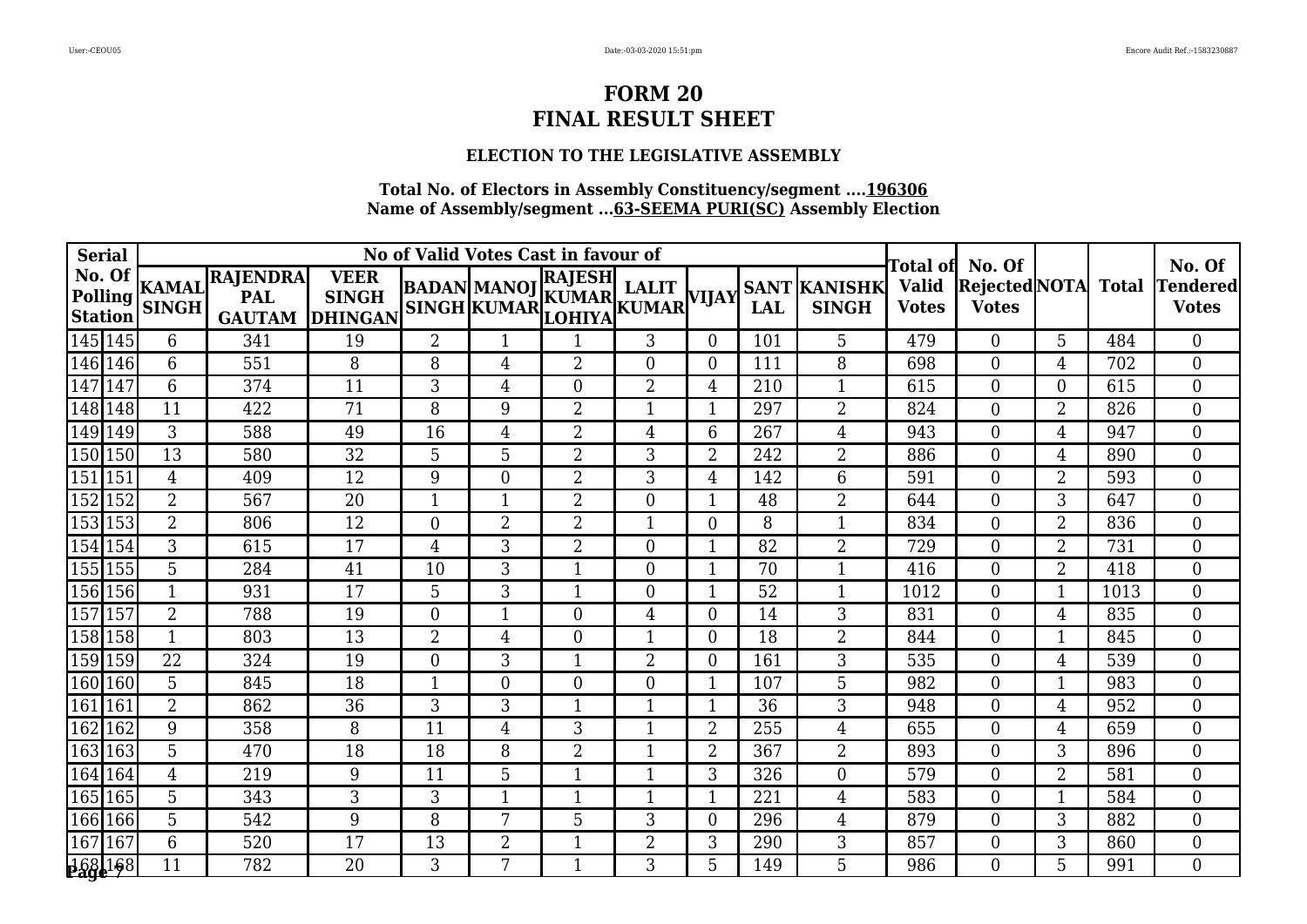# FORM 20
# FINAL RESULT SHEET

### ELECTION TO THE LEGISLATIVE ASSEMBLY

**Total No. of Electors in Assembly Constituency/segment ....196306**
**Name of Assembly/segment ...63-SEEMA PURI(SC) Assembly Election**

| Serial No. Of Polling Station | | No of Valid Votes Cast in favour of | | | | | | | | | | Total of Valid Votes | No. Of Rejected Votes | NOTA | Total | No. Of Tendered Votes |
|---|---|---|---|---|---|---|---|---|---|---|---|---|---|---|---|---|
| | | KAMAL SINGH | RAJENDRA PAL GAUTAM | VEER SINGH DHINGAN | BADAN SINGH | MANOJ KUMAR | RAJESH KUMAR LOHIYA | LALIT KUMAR | VIJAY | SANT LAL | KANISHK SINGH | | | | | |
| 145 | 145 | 6 | 341 | 19 | 2 | 1 | 1 | 3 | 0 | 101 | 5 | 479 | 0 | 5 | 484 | 0 |
| 146 | 146 | 6 | 551 | 8 | 8 | 4 | 2 | 0 | 0 | 111 | 8 | 698 | 0 | 4 | 702 | 0 |
| 147 | 147 | 6 | 374 | 11 | 3 | 4 | 0 | 2 | 4 | 210 | 1 | 615 | 0 | 0 | 615 | 0 |
| 148 | 148 | 11 | 422 | 71 | 8 | 9 | 2 | 1 | 1 | 297 | 2 | 824 | 0 | 2 | 826 | 0 |
| 149 | 149 | 3 | 588 | 49 | 16 | 4 | 2 | 4 | 6 | 267 | 4 | 943 | 0 | 4 | 947 | 0 |
| 150 | 150 | 13 | 580 | 32 | 5 | 5 | 2 | 3 | 2 | 242 | 2 | 886 | 0 | 4 | 890 | 0 |
| 151 | 151 | 4 | 409 | 12 | 9 | 0 | 2 | 3 | 4 | 142 | 6 | 591 | 0 | 2 | 593 | 0 |
| 152 | 152 | 2 | 567 | 20 | 1 | 1 | 2 | 0 | 1 | 48 | 2 | 644 | 0 | 3 | 647 | 0 |
| 153 | 153 | 2 | 806 | 12 | 0 | 2 | 2 | 1 | 0 | 8 | 1 | 834 | 0 | 2 | 836 | 0 |
| 154 | 154 | 3 | 615 | 17 | 4 | 3 | 2 | 0 | 1 | 82 | 2 | 729 | 0 | 2 | 731 | 0 |
| 155 | 155 | 5 | 284 | 41 | 10 | 3 | 1 | 0 | 1 | 70 | 1 | 416 | 0 | 2 | 418 | 0 |
| 156 | 156 | 1 | 931 | 17 | 5 | 3 | 1 | 0 | 1 | 52 | 1 | 1012 | 0 | 1 | 1013 | 0 |
| 157 | 157 | 2 | 788 | 19 | 0 | 1 | 0 | 4 | 0 | 14 | 3 | 831 | 0 | 4 | 835 | 0 |
| 158 | 158 | 1 | 803 | 13 | 2 | 4 | 0 | 1 | 0 | 18 | 2 | 844 | 0 | 1 | 845 | 0 |
| 159 | 159 | 22 | 324 | 19 | 0 | 3 | 1 | 2 | 0 | 161 | 3 | 535 | 0 | 4 | 539 | 0 |
| 160 | 160 | 5 | 845 | 18 | 1 | 0 | 0 | 0 | 1 | 107 | 5 | 982 | 0 | 1 | 983 | 0 |
| 161 | 161 | 2 | 862 | 36 | 3 | 3 | 1 | 1 | 1 | 36 | 3 | 948 | 0 | 4 | 952 | 0 |
| 162 | 162 | 9 | 358 | 8 | 11 | 4 | 3 | 1 | 2 | 255 | 4 | 655 | 0 | 4 | 659 | 0 |
| 163 | 163 | 5 | 470 | 18 | 18 | 8 | 2 | 1 | 2 | 367 | 2 | 893 | 0 | 3 | 896 | 0 |
| 164 | 164 | 4 | 219 | 9 | 11 | 5 | 1 | 1 | 3 | 326 | 0 | 579 | 0 | 2 | 581 | 0 |
| 165 | 165 | 5 | 343 | 3 | 3 | 1 | 1 | 1 | 1 | 221 | 4 | 583 | 0 | 1 | 584 | 0 |
| 166 | 166 | 5 | 542 | 9 | 8 | 7 | 5 | 3 | 0 | 296 | 4 | 879 | 0 | 3 | 882 | 0 |
| 167 | 167 | 6 | 520 | 17 | 13 | 2 | 1 | 2 | 3 | 290 | 3 | 857 | 0 | 3 | 860 | 0 |
| 168 | 168 | 11 | 782 | 20 | 3 | 7 | 1 | 3 | 5 | 149 | 5 | 986 | 0 | 5 | 991 | 0 |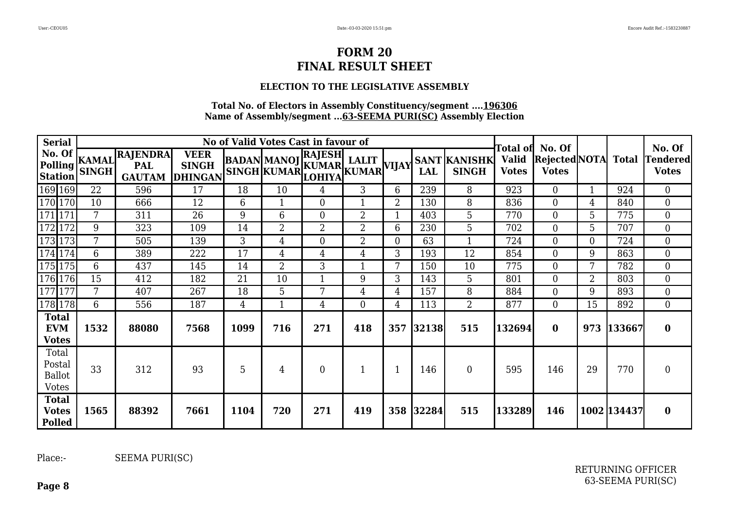# FORM 20
# FINAL RESULT SHEET

### ELECTION TO THE LEGISLATIVE ASSEMBLY

**Total No. of Electors in Assembly Constituency/segment ....196306**
**Name of Assembly/segment ...63-SEEMA PURI(SC) Assembly Election**

| Serial No. Of Polling Station | | No of Valid Votes Cast in favour of | | | | | | | | | | Total of Valid Votes | No. Of Rejected Votes | NOTA | Total | No. Of Tendered Votes |
|---|---|---|---|---|---|---|---|---|---|---|---|---|---|---|---|---|
| | | KAMAL SINGH | RAJENDRA PAL GAUTAM | VEER SINGH DHINGAN | BADAN SINGH | MANOJ KUMAR | RAJESH KUMAR LOHIYA | LALIT KUMAR | VIJAY | SANT LAL | KANISHK SINGH | | | | | |
| 169 | 169 | 22 | 596 | 17 | 18 | 10 | 4 | 3 | 6 | 239 | 8 | 923 | 0 | 1 | 924 | 0 |
| 170 | 170 | 10 | 666 | 12 | 6 | 1 | 0 | 1 | 2 | 130 | 8 | 836 | 0 | 4 | 840 | 0 |
| 171 | 171 | 7 | 311 | 26 | 9 | 6 | 0 | 2 | 1 | 403 | 5 | 770 | 0 | 5 | 775 | 0 |
| 172 | 172 | 9 | 323 | 109 | 14 | 2 | 2 | 2 | 6 | 230 | 5 | 702 | 0 | 5 | 707 | 0 |
| 173 | 173 | 7 | 505 | 139 | 3 | 4 | 0 | 2 | 0 | 63 | 1 | 724 | 0 | 0 | 724 | 0 |
| 174 | 174 | 6 | 389 | 222 | 17 | 4 | 4 | 4 | 3 | 193 | 12 | 854 | 0 | 9 | 863 | 0 |
| 175 | 175 | 6 | 437 | 145 | 14 | 2 | 3 | 1 | 7 | 150 | 10 | 775 | 0 | 7 | 782 | 0 |
| 176 | 176 | 15 | 412 | 182 | 21 | 10 | 1 | 9 | 3 | 143 | 5 | 801 | 0 | 2 | 803 | 0 |
| 177 | 177 | 7 | 407 | 267 | 18 | 5 | 7 | 4 | 4 | 157 | 8 | 884 | 0 | 9 | 893 | 0 |
| 178 | 178 | 6 | 556 | 187 | 4 | 1 | 4 | 0 | 4 | 113 | 2 | 877 | 0 | 15 | 892 | 0 |
| **Total EVM Votes** | | **1532** | **88080** | **7568** | **1099** | **716** | **271** | **418** | **357** | **32138** | **515** | **132694** | **0** | **973** | **133667** | **0** |
| Total Postal Ballot Votes | | 33 | 312 | 93 | 5 | 4 | 0 | 1 | 1 | 146 | 0 | 595 | 146 | 29 | 770 | 0 |
| **Total Votes Polled** | | **1565** | **88392** | **7661** | **1104** | **720** | **271** | **419** | **358** | **32284** | **515** | **133289** | **146** | **1002** | **134437** | **0** |

Place:- SEEMA PURI(SC)

RETURNING OFFICER
63-SEEMA PURI(SC)